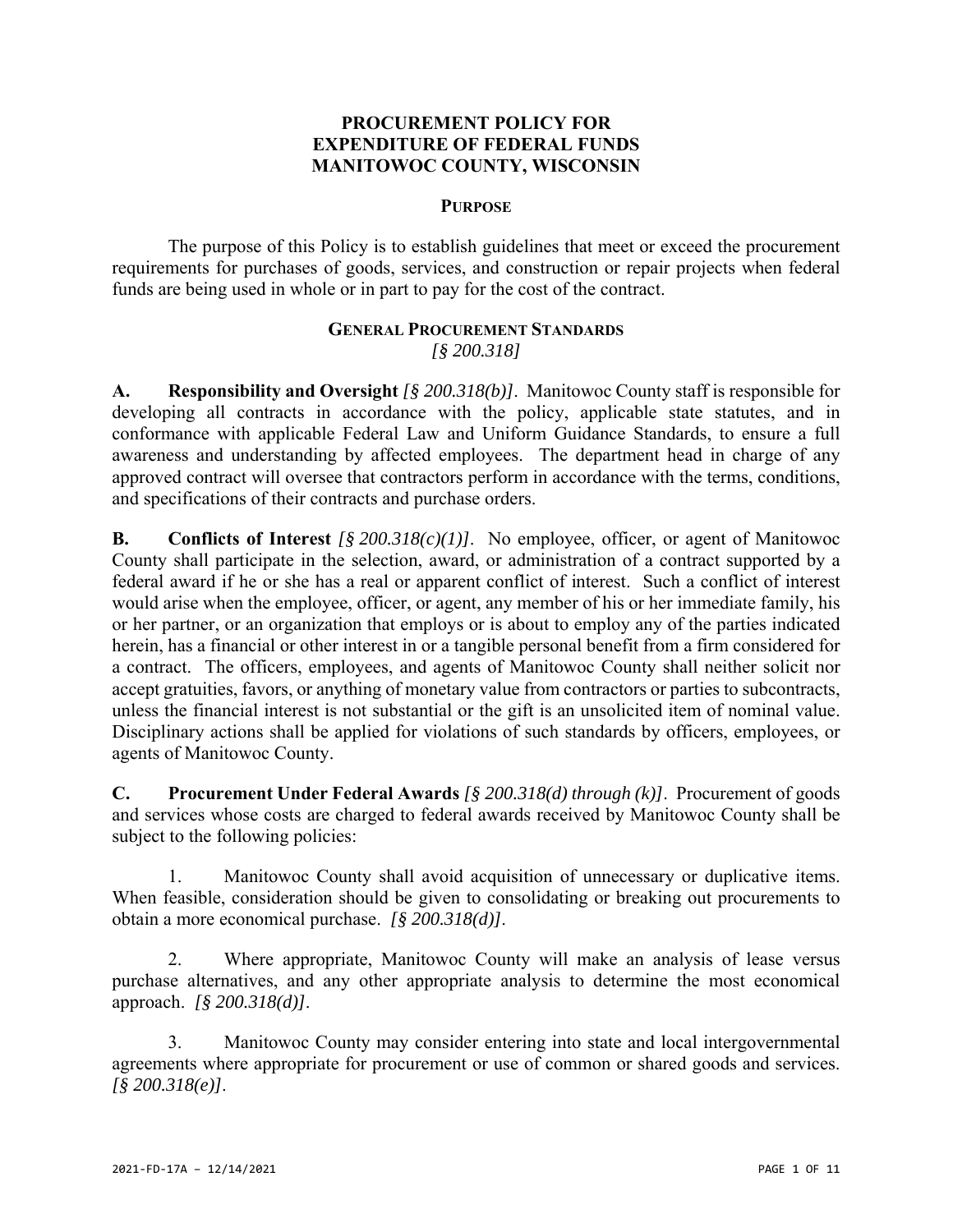# PROCUREMENT POLICY FOR EXPENDITURE OF FEDERAL FUNDS MANITOWOC COUNTY, WISCONSIN

## PURPOSE

The purpose of this Policy is to establish guidelines that meet or exceed the procurement requirements for purchases of goods, services, and construction or repair projects when federal funds are being used in whole or in part to pay for the cost of the contract.

## GENERAL PROCUREMENT STANDARDS
*[§ 200.318]*

**A. Responsibility and Oversight** *[§ 200.318(b)]*. Manitowoc County staff is responsible for developing all contracts in accordance with the policy, applicable state statutes, and in conformance with applicable Federal Law and Uniform Guidance Standards, to ensure a full awareness and understanding by affected employees. The department head in charge of any approved contract will oversee that contractors perform in accordance with the terms, conditions, and specifications of their contracts and purchase orders.

**B. Conflicts of Interest** *[§ 200.318(c)(1)]*. No employee, officer, or agent of Manitowoc County shall participate in the selection, award, or administration of a contract supported by a federal award if he or she has a real or apparent conflict of interest. Such a conflict of interest would arise when the employee, officer, or agent, any member of his or her immediate family, his or her partner, or an organization that employs or is about to employ any of the parties indicated herein, has a financial or other interest in or a tangible personal benefit from a firm considered for a contract. The officers, employees, and agents of Manitowoc County shall neither solicit nor accept gratuities, favors, or anything of monetary value from contractors or parties to subcontracts, unless the financial interest is not substantial or the gift is an unsolicited item of nominal value. Disciplinary actions shall be applied for violations of such standards by officers, employees, or agents of Manitowoc County.

**C. Procurement Under Federal Awards** *[§ 200.318(d) through (k)]*. Procurement of goods and services whose costs are charged to federal awards received by Manitowoc County shall be subject to the following policies:

1. Manitowoc County shall avoid acquisition of unnecessary or duplicative items. When feasible, consideration should be given to consolidating or breaking out procurements to obtain a more economical purchase. *[§ 200.318(d)]*.

2. Where appropriate, Manitowoc County will make an analysis of lease versus purchase alternatives, and any other appropriate analysis to determine the most economical approach. *[§ 200.318(d)]*.

3. Manitowoc County may consider entering into state and local intergovernmental agreements where appropriate for procurement or use of common or shared goods and services. *[§ 200.318(e)]*.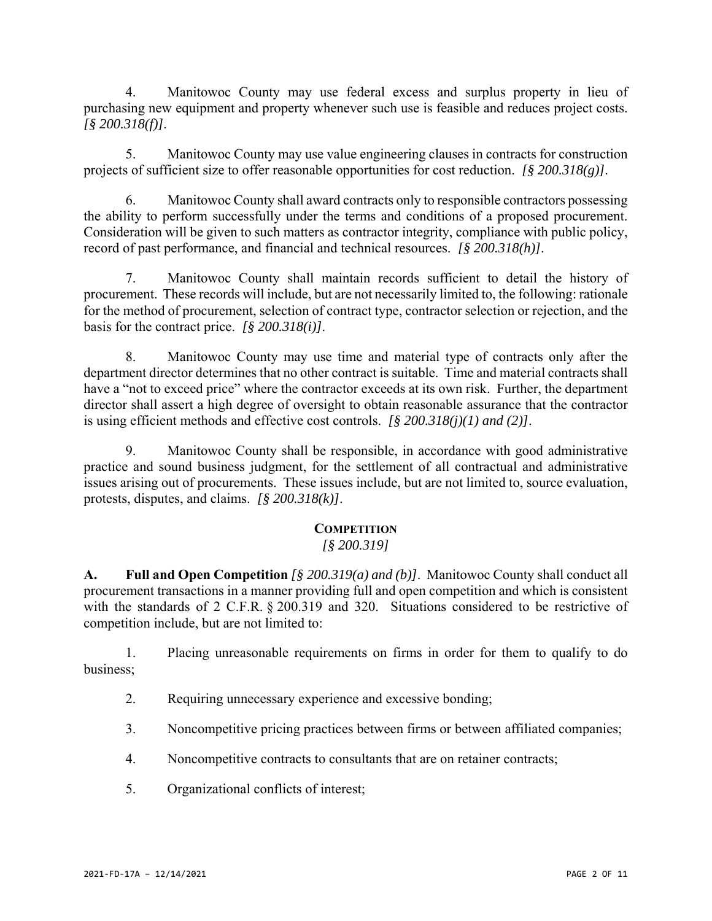4. Manitowoc County may use federal excess and surplus property in lieu of purchasing new equipment and property whenever such use is feasible and reduces project costs. *[§ 200.318(f)]*.

5. Manitowoc County may use value engineering clauses in contracts for construction projects of sufficient size to offer reasonable opportunities for cost reduction. *[§ 200.318(g)]*.

6. Manitowoc County shall award contracts only to responsible contractors possessing the ability to perform successfully under the terms and conditions of a proposed procurement. Consideration will be given to such matters as contractor integrity, compliance with public policy, record of past performance, and financial and technical resources. *[§ 200.318(h)]*.

7. Manitowoc County shall maintain records sufficient to detail the history of procurement. These records will include, but are not necessarily limited to, the following: rationale for the method of procurement, selection of contract type, contractor selection or rejection, and the basis for the contract price. *[§ 200.318(i)]*.

8. Manitowoc County may use time and material type of contracts only after the department director determines that no other contract is suitable. Time and material contracts shall have a "not to exceed price" where the contractor exceeds at its own risk. Further, the department director shall assert a high degree of oversight to obtain reasonable assurance that the contractor is using efficient methods and effective cost controls. *[§ 200.318(j)(1) and (2)]*.

9. Manitowoc County shall be responsible, in accordance with good administrative practice and sound business judgment, for the settlement of all contractual and administrative issues arising out of procurements. These issues include, but are not limited to, source evaluation, protests, disputes, and claims. *[§ 200.318(k)]*.

## COMPETITION

*[§ 200.319]*

**A. Full and Open Competition** *[§ 200.319(a) and (b)]*. Manitowoc County shall conduct all procurement transactions in a manner providing full and open competition and which is consistent with the standards of 2 C.F.R. § 200.319 and 320. Situations considered to be restrictive of competition include, but are not limited to:

1. Placing unreasonable requirements on firms in order for them to qualify to do business;

2. Requiring unnecessary experience and excessive bonding;

3. Noncompetitive pricing practices between firms or between affiliated companies;

4. Noncompetitive contracts to consultants that are on retainer contracts;

5. Organizational conflicts of interest;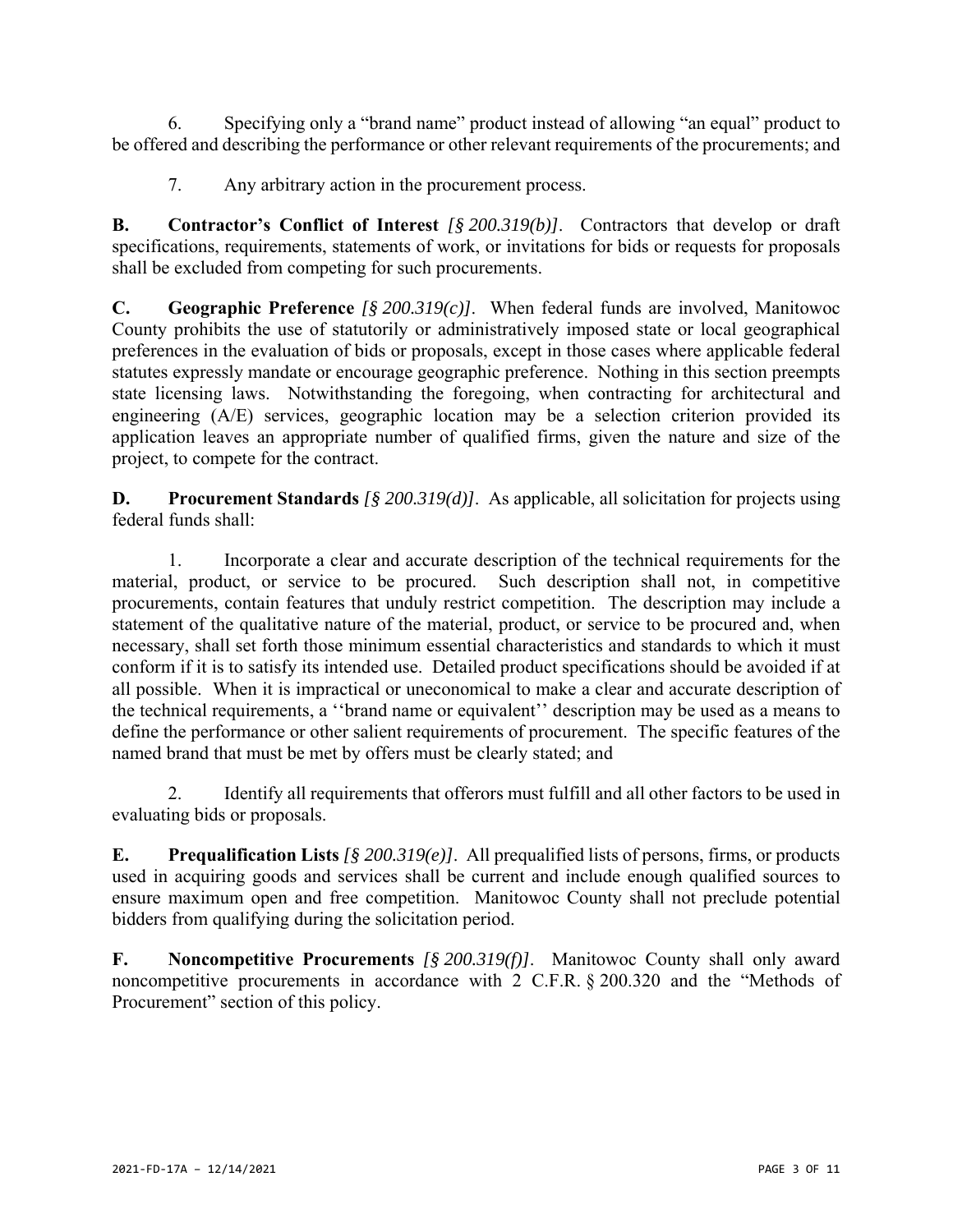6. Specifying only a "brand name" product instead of allowing "an equal" product to be offered and describing the performance or other relevant requirements of the procurements; and

7. Any arbitrary action in the procurement process.

**B. Contractor's Conflict of Interest** *[§ 200.319(b)]*. Contractors that develop or draft specifications, requirements, statements of work, or invitations for bids or requests for proposals shall be excluded from competing for such procurements.

**C. Geographic Preference** *[§ 200.319(c)]*. When federal funds are involved, Manitowoc County prohibits the use of statutorily or administratively imposed state or local geographical preferences in the evaluation of bids or proposals, except in those cases where applicable federal statutes expressly mandate or encourage geographic preference. Nothing in this section preempts state licensing laws. Notwithstanding the foregoing, when contracting for architectural and engineering (A/E) services, geographic location may be a selection criterion provided its application leaves an appropriate number of qualified firms, given the nature and size of the project, to compete for the contract.

**D. Procurement Standards** *[§ 200.319(d)]*. As applicable, all solicitation for projects using federal funds shall:

1. Incorporate a clear and accurate description of the technical requirements for the material, product, or service to be procured. Such description shall not, in competitive procurements, contain features that unduly restrict competition. The description may include a statement of the qualitative nature of the material, product, or service to be procured and, when necessary, shall set forth those minimum essential characteristics and standards to which it must conform if it is to satisfy its intended use. Detailed product specifications should be avoided if at all possible. When it is impractical or uneconomical to make a clear and accurate description of the technical requirements, a ''brand name or equivalent'' description may be used as a means to define the performance or other salient requirements of procurement. The specific features of the named brand that must be met by offers must be clearly stated; and

2. Identify all requirements that offerors must fulfill and all other factors to be used in evaluating bids or proposals.

**E. Prequalification Lists** *[§ 200.319(e)]*. All prequalified lists of persons, firms, or products used in acquiring goods and services shall be current and include enough qualified sources to ensure maximum open and free competition. Manitowoc County shall not preclude potential bidders from qualifying during the solicitation period.

**F. Noncompetitive Procurements** *[§ 200.319(f)]*. Manitowoc County shall only award noncompetitive procurements in accordance with 2 C.F.R. § 200.320 and the "Methods of Procurement" section of this policy.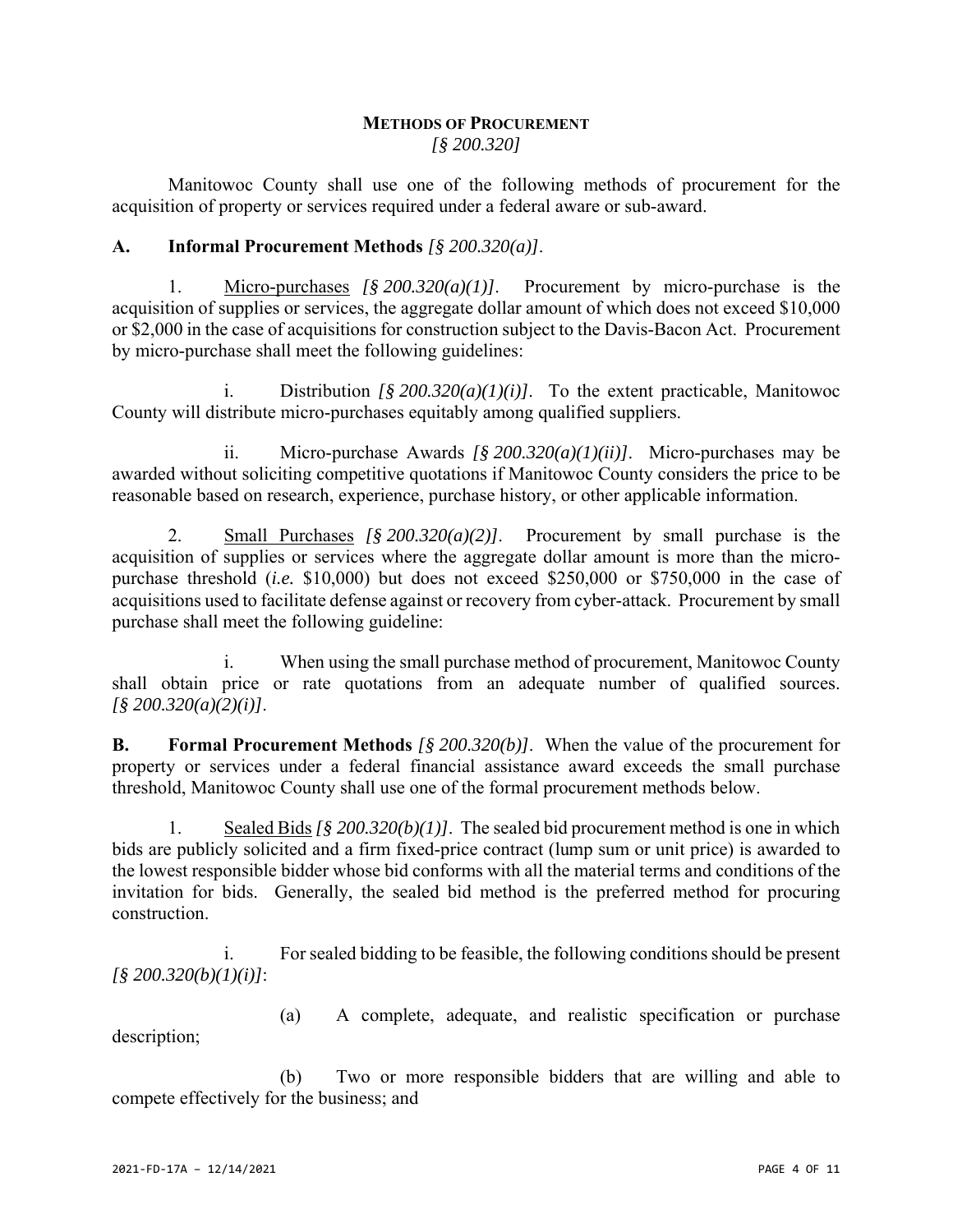## **METHODS OF PROCUREMENT**
*[§ 200.320]*

Manitowoc County shall use one of the following methods of procurement for the acquisition of property or services required under a federal aware or sub-award.

**A. Informal Procurement Methods** *[§ 200.320(a)]*.

1. Micro-purchases *[§ 200.320(a)(1)]*. Procurement by micro-purchase is the acquisition of supplies or services, the aggregate dollar amount of which does not exceed $10,000 or $2,000 in the case of acquisitions for construction subject to the Davis-Bacon Act. Procurement by micro-purchase shall meet the following guidelines:

i. Distribution *[§ 200.320(a)(1)(i)]*. To the extent practicable, Manitowoc County will distribute micro-purchases equitably among qualified suppliers.

ii. Micro-purchase Awards *[§ 200.320(a)(1)(ii)]*. Micro-purchases may be awarded without soliciting competitive quotations if Manitowoc County considers the price to be reasonable based on research, experience, purchase history, or other applicable information.

2. Small Purchases *[§ 200.320(a)(2)]*. Procurement by small purchase is the acquisition of supplies or services where the aggregate dollar amount is more than the micro-purchase threshold (*i.e.* $10,000) but does not exceed $250,000 or $750,000 in the case of acquisitions used to facilitate defense against or recovery from cyber-attack. Procurement by small purchase shall meet the following guideline:

i. When using the small purchase method of procurement, Manitowoc County shall obtain price or rate quotations from an adequate number of qualified sources. *[§ 200.320(a)(2)(i)]*.

**B. Formal Procurement Methods** *[§ 200.320(b)]*. When the value of the procurement for property or services under a federal financial assistance award exceeds the small purchase threshold, Manitowoc County shall use one of the formal procurement methods below.

1. Sealed Bids *[§ 200.320(b)(1)]*. The sealed bid procurement method is one in which bids are publicly solicited and a firm fixed-price contract (lump sum or unit price) is awarded to the lowest responsible bidder whose bid conforms with all the material terms and conditions of the invitation for bids. Generally, the sealed bid method is the preferred method for procuring construction.

i. For sealed bidding to be feasible, the following conditions should be present *[§ 200.320(b)(1)(i)]*:

(a) A complete, adequate, and realistic specification or purchase description;

(b) Two or more responsible bidders that are willing and able to compete effectively for the business; and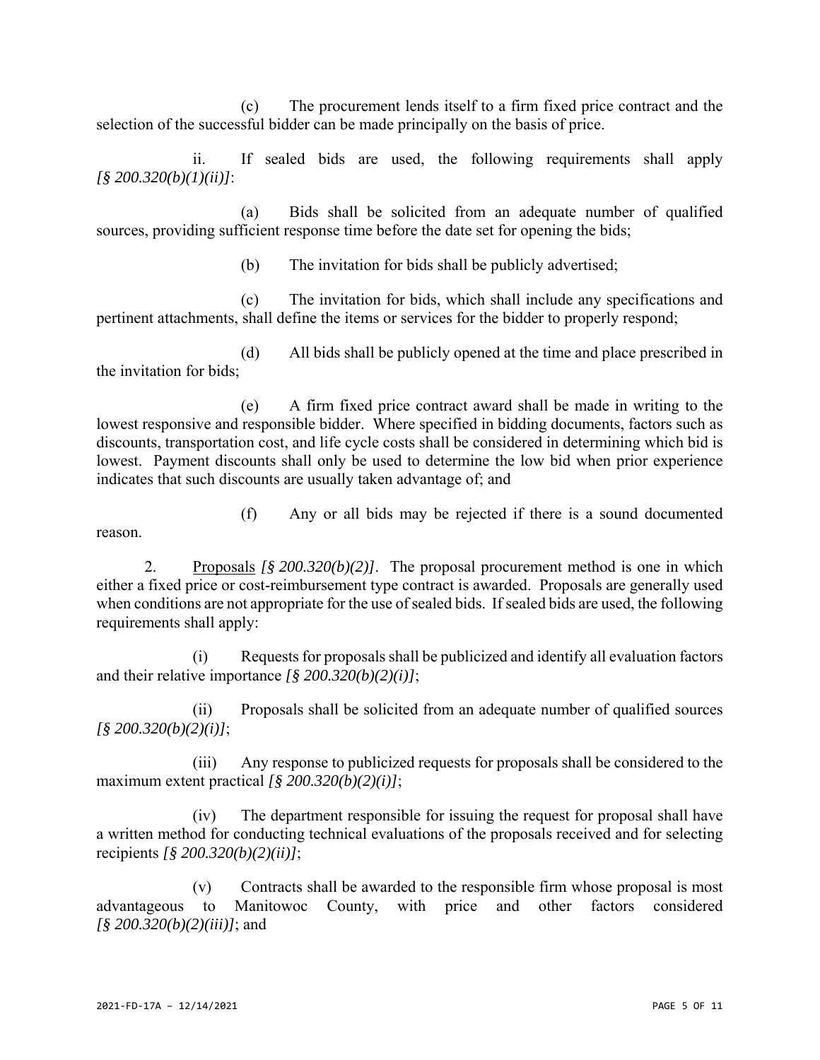(c) The procurement lends itself to a firm fixed price contract and the selection of the successful bidder can be made principally on the basis of price.

ii. If sealed bids are used, the following requirements shall apply *[§ 200.320(b)(1)(ii)]*:

(a) Bids shall be solicited from an adequate number of qualified sources, providing sufficient response time before the date set for opening the bids;

(b) The invitation for bids shall be publicly advertised;

(c) The invitation for bids, which shall include any specifications and pertinent attachments, shall define the items or services for the bidder to properly respond;

(d) All bids shall be publicly opened at the time and place prescribed in the invitation for bids;

(e) A firm fixed price contract award shall be made in writing to the lowest responsive and responsible bidder. Where specified in bidding documents, factors such as discounts, transportation cost, and life cycle costs shall be considered in determining which bid is lowest. Payment discounts shall only be used to determine the low bid when prior experience indicates that such discounts are usually taken advantage of; and

(f) Any or all bids may be rejected if there is a sound documented reason.

2. <u>Proposals</u> *[§ 200.320(b)(2)]*. The proposal procurement method is one in which either a fixed price or cost-reimbursement type contract is awarded. Proposals are generally used when conditions are not appropriate for the use of sealed bids. If sealed bids are used, the following requirements shall apply:

(i) Requests for proposals shall be publicized and identify all evaluation factors and their relative importance *[§ 200.320(b)(2)(i)]*;

(ii) Proposals shall be solicited from an adequate number of qualified sources *[§ 200.320(b)(2)(i)]*;

(iii) Any response to publicized requests for proposals shall be considered to the maximum extent practical *[§ 200.320(b)(2)(i)]*;

(iv) The department responsible for issuing the request for proposal shall have a written method for conducting technical evaluations of the proposals received and for selecting recipients *[§ 200.320(b)(2)(ii)]*;

(v) Contracts shall be awarded to the responsible firm whose proposal is most advantageous to Manitowoc County, with price and other factors considered *[§ 200.320(b)(2)(iii)]*; and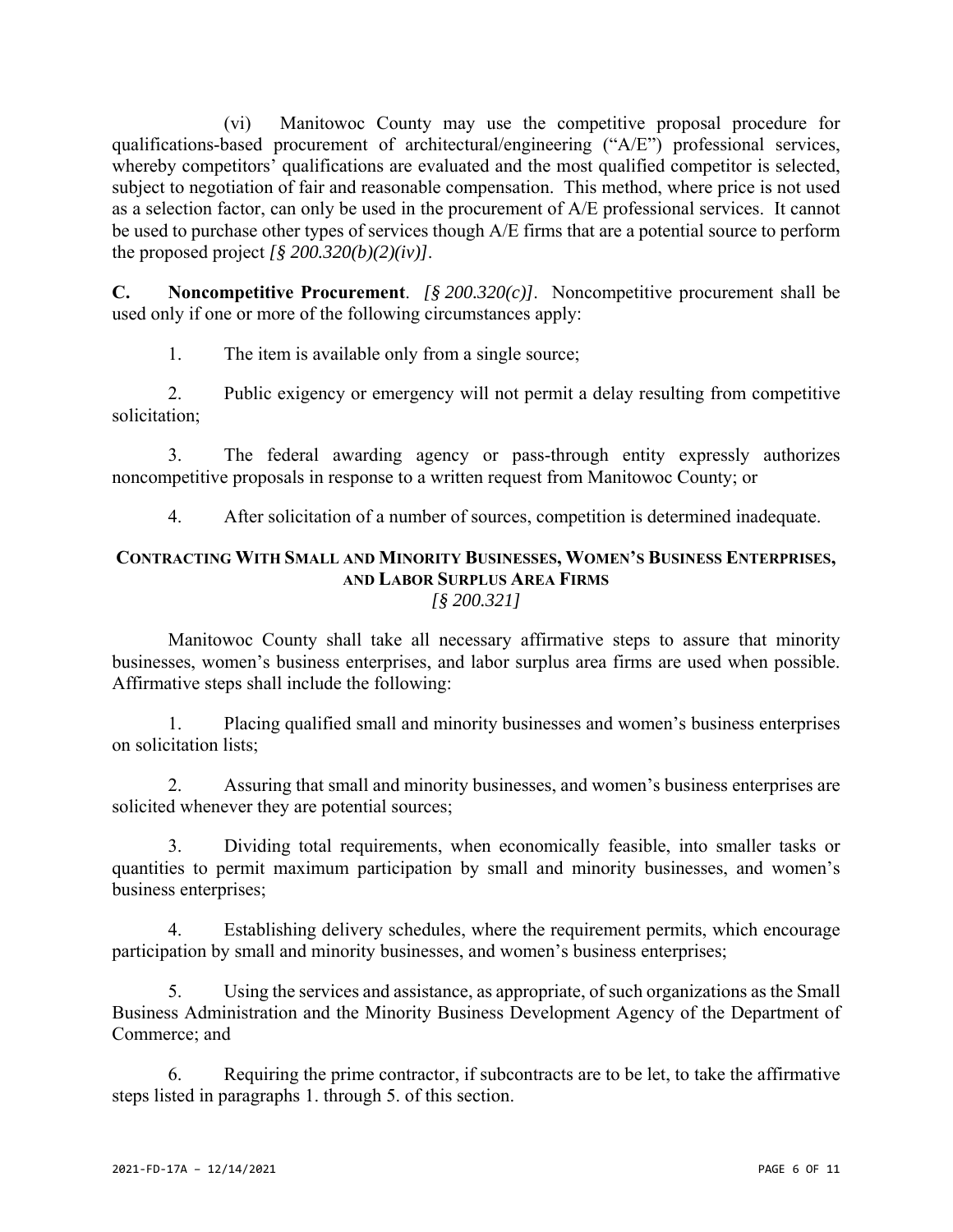(vi) Manitowoc County may use the competitive proposal procedure for qualifications-based procurement of architectural/engineering ("A/E") professional services, whereby competitors' qualifications are evaluated and the most qualified competitor is selected, subject to negotiation of fair and reasonable compensation. This method, where price is not used as a selection factor, can only be used in the procurement of A/E professional services. It cannot be used to purchase other types of services though A/E firms that are a potential source to perform the proposed project *[§ 200.320(b)(2)(iv)]*.

**C. Noncompetitive Procurement**. *[§ 200.320(c)]*. Noncompetitive procurement shall be used only if one or more of the following circumstances apply:

1. The item is available only from a single source;

2. Public exigency or emergency will not permit a delay resulting from competitive solicitation;

3. The federal awarding agency or pass-through entity expressly authorizes noncompetitive proposals in response to a written request from Manitowoc County; or

4. After solicitation of a number of sources, competition is determined inadequate.

## Contracting With Small and Minority Businesses, Women's Business Enterprises, and Labor Surplus Area Firms

*[§ 200.321]*

Manitowoc County shall take all necessary affirmative steps to assure that minority businesses, women's business enterprises, and labor surplus area firms are used when possible. Affirmative steps shall include the following:

1. Placing qualified small and minority businesses and women's business enterprises on solicitation lists;

2. Assuring that small and minority businesses, and women's business enterprises are solicited whenever they are potential sources;

3. Dividing total requirements, when economically feasible, into smaller tasks or quantities to permit maximum participation by small and minority businesses, and women's business enterprises;

4. Establishing delivery schedules, where the requirement permits, which encourage participation by small and minority businesses, and women's business enterprises;

5. Using the services and assistance, as appropriate, of such organizations as the Small Business Administration and the Minority Business Development Agency of the Department of Commerce; and

6. Requiring the prime contractor, if subcontracts are to be let, to take the affirmative steps listed in paragraphs 1. through 5. of this section.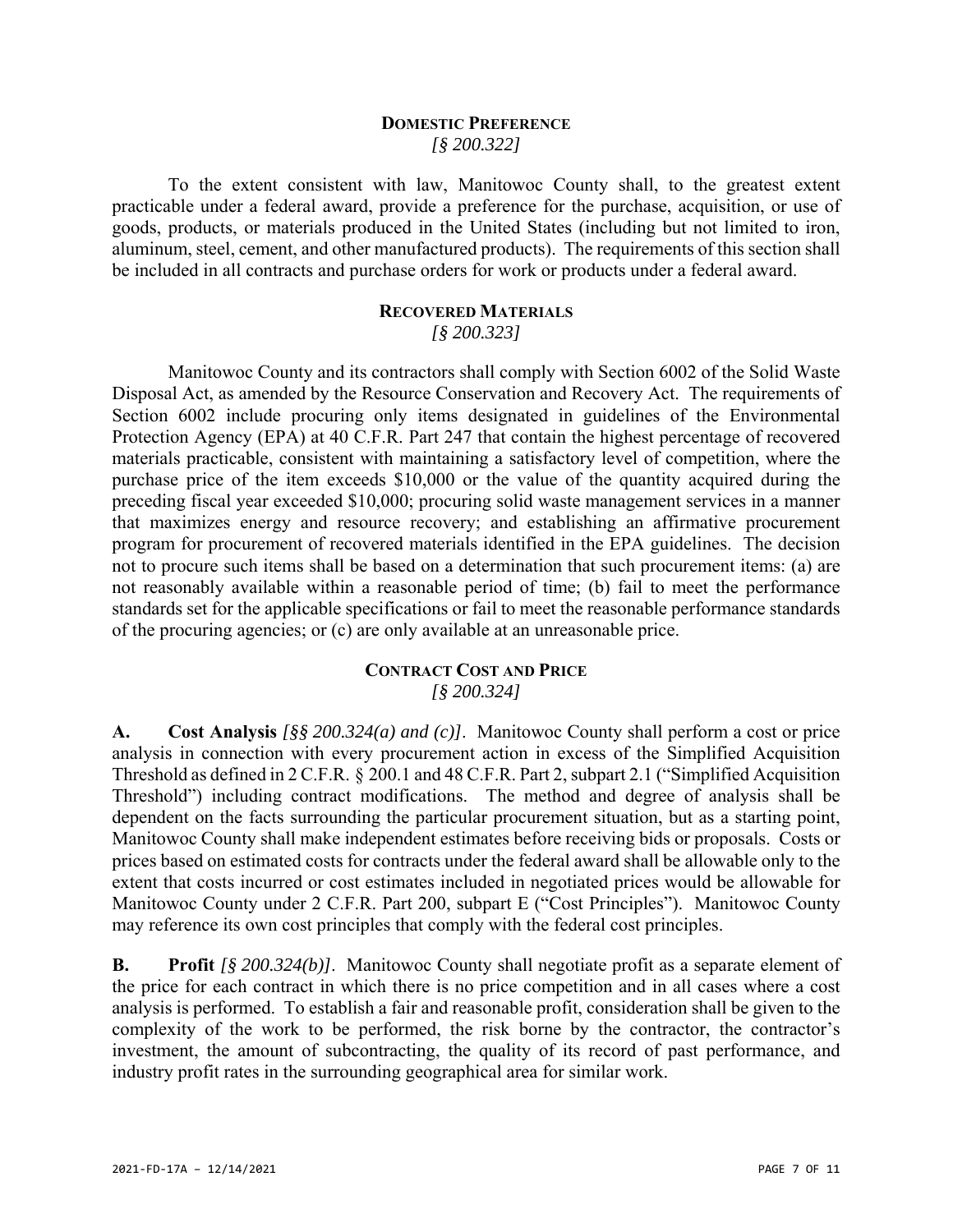## DOMESTIC PREFERENCE

*[§ 200.322]*

To the extent consistent with law, Manitowoc County shall, to the greatest extent practicable under a federal award, provide a preference for the purchase, acquisition, or use of goods, products, or materials produced in the United States (including but not limited to iron, aluminum, steel, cement, and other manufactured products). The requirements of this section shall be included in all contracts and purchase orders for work or products under a federal award.

## RECOVERED MATERIALS

*[§ 200.323]*

Manitowoc County and its contractors shall comply with Section 6002 of the Solid Waste Disposal Act, as amended by the Resource Conservation and Recovery Act. The requirements of Section 6002 include procuring only items designated in guidelines of the Environmental Protection Agency (EPA) at 40 C.F.R. Part 247 that contain the highest percentage of recovered materials practicable, consistent with maintaining a satisfactory level of competition, where the purchase price of the item exceeds $10,000 or the value of the quantity acquired during the preceding fiscal year exceeded $10,000; procuring solid waste management services in a manner that maximizes energy and resource recovery; and establishing an affirmative procurement program for procurement of recovered materials identified in the EPA guidelines. The decision not to procure such items shall be based on a determination that such procurement items: (a) are not reasonably available within a reasonable period of time; (b) fail to meet the performance standards set for the applicable specifications or fail to meet the reasonable performance standards of the procuring agencies; or (c) are only available at an unreasonable price.

## CONTRACT COST AND PRICE

*[§ 200.324]*

**A. Cost Analysis** *[§§ 200.324(a) and (c)]*. Manitowoc County shall perform a cost or price analysis in connection with every procurement action in excess of the Simplified Acquisition Threshold as defined in 2 C.F.R. § 200.1 and 48 C.F.R. Part 2, subpart 2.1 ("Simplified Acquisition Threshold") including contract modifications. The method and degree of analysis shall be dependent on the facts surrounding the particular procurement situation, but as a starting point, Manitowoc County shall make independent estimates before receiving bids or proposals. Costs or prices based on estimated costs for contracts under the federal award shall be allowable only to the extent that costs incurred or cost estimates included in negotiated prices would be allowable for Manitowoc County under 2 C.F.R. Part 200, subpart E ("Cost Principles"). Manitowoc County may reference its own cost principles that comply with the federal cost principles.

**B. Profit** *[§ 200.324(b)]*. Manitowoc County shall negotiate profit as a separate element of the price for each contract in which there is no price competition and in all cases where a cost analysis is performed. To establish a fair and reasonable profit, consideration shall be given to the complexity of the work to be performed, the risk borne by the contractor, the contractor's investment, the amount of subcontracting, the quality of its record of past performance, and industry profit rates in the surrounding geographical area for similar work.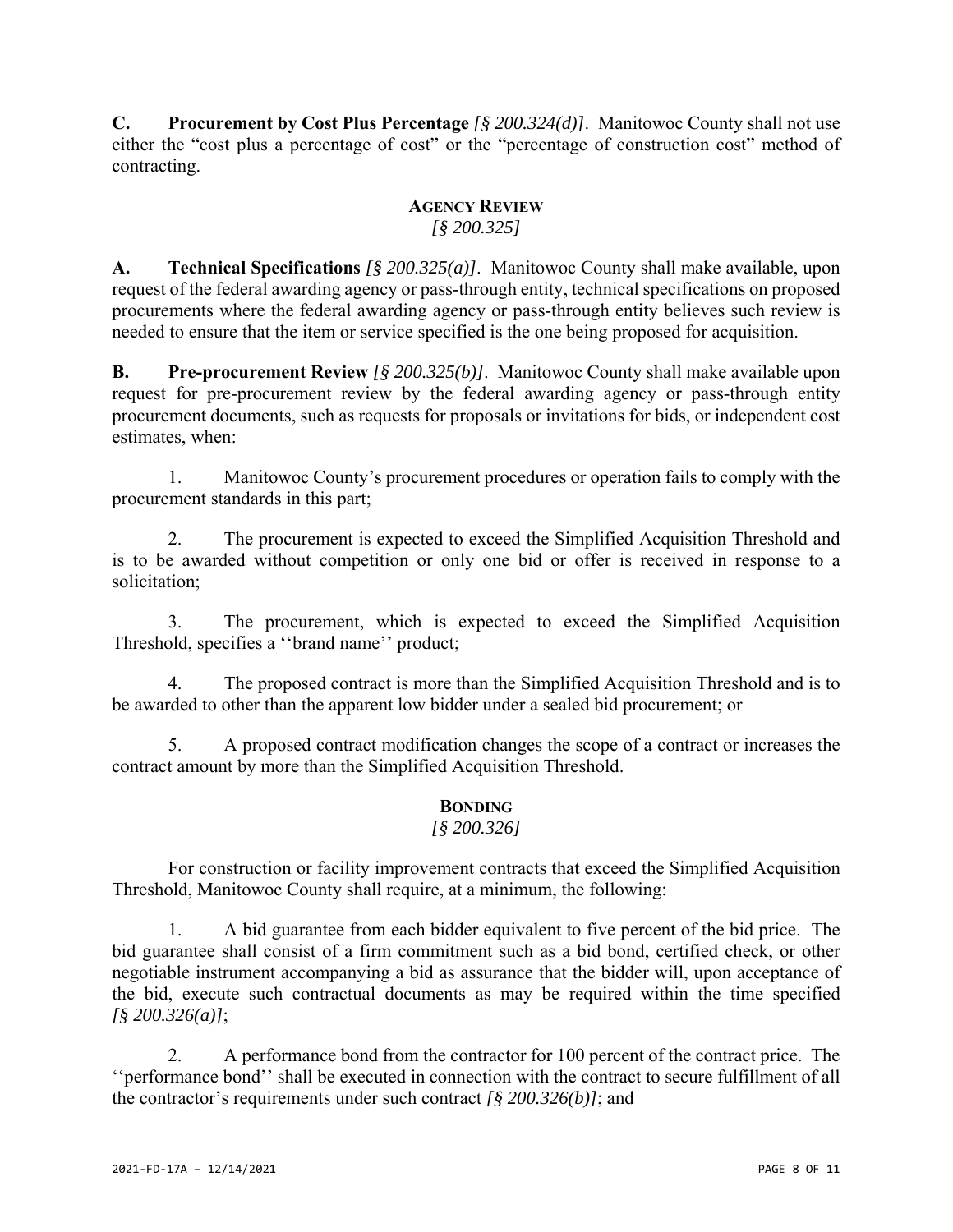**C. Procurement by Cost Plus Percentage** *[§ 200.324(d)]*. Manitowoc County shall not use either the "cost plus a percentage of cost" or the "percentage of construction cost" method of contracting.

## AGENCY REVIEW

*[§ 200.325]*

**A. Technical Specifications** *[§ 200.325(a)]*. Manitowoc County shall make available, upon request of the federal awarding agency or pass-through entity, technical specifications on proposed procurements where the federal awarding agency or pass-through entity believes such review is needed to ensure that the item or service specified is the one being proposed for acquisition.

**B. Pre-procurement Review** *[§ 200.325(b)]*. Manitowoc County shall make available upon request for pre-procurement review by the federal awarding agency or pass-through entity procurement documents, such as requests for proposals or invitations for bids, or independent cost estimates, when:

1. Manitowoc County's procurement procedures or operation fails to comply with the procurement standards in this part;

2. The procurement is expected to exceed the Simplified Acquisition Threshold and is to be awarded without competition or only one bid or offer is received in response to a solicitation;

3. The procurement, which is expected to exceed the Simplified Acquisition Threshold, specifies a ''brand name'' product;

4. The proposed contract is more than the Simplified Acquisition Threshold and is to be awarded to other than the apparent low bidder under a sealed bid procurement; or

5. A proposed contract modification changes the scope of a contract or increases the contract amount by more than the Simplified Acquisition Threshold.

## BONDING

*[§ 200.326]*

For construction or facility improvement contracts that exceed the Simplified Acquisition Threshold, Manitowoc County shall require, at a minimum, the following:

1. A bid guarantee from each bidder equivalent to five percent of the bid price. The bid guarantee shall consist of a firm commitment such as a bid bond, certified check, or other negotiable instrument accompanying a bid as assurance that the bidder will, upon acceptance of the bid, execute such contractual documents as may be required within the time specified *[§ 200.326(a)]*;

2. A performance bond from the contractor for 100 percent of the contract price. The ''performance bond'' shall be executed in connection with the contract to secure fulfillment of all the contractor's requirements under such contract *[§ 200.326(b)]*; and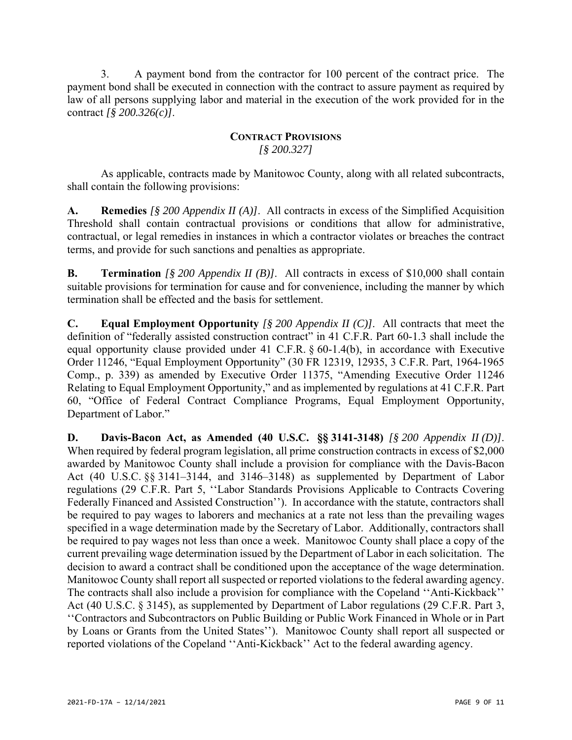3. A payment bond from the contractor for 100 percent of the contract price. The payment bond shall be executed in connection with the contract to assure payment as required by law of all persons supplying labor and material in the execution of the work provided for in the contract *[§ 200.326(c)]*.

## CONTRACT PROVISIONS
*[§ 200.327]*

As applicable, contracts made by Manitowoc County, along with all related subcontracts, shall contain the following provisions:

**A. Remedies** *[§ 200 Appendix II (A)]*. All contracts in excess of the Simplified Acquisition Threshold shall contain contractual provisions or conditions that allow for administrative, contractual, or legal remedies in instances in which a contractor violates or breaches the contract terms, and provide for such sanctions and penalties as appropriate.

**B. Termination** *[§ 200 Appendix II (B)]*. All contracts in excess of $10,000 shall contain suitable provisions for termination for cause and for convenience, including the manner by which termination shall be effected and the basis for settlement.

**C. Equal Employment Opportunity** *[§ 200 Appendix II (C)]*. All contracts that meet the definition of "federally assisted construction contract" in 41 C.F.R. Part 60-1.3 shall include the equal opportunity clause provided under 41 C.F.R. § 60-1.4(b), in accordance with Executive Order 11246, "Equal Employment Opportunity" (30 FR 12319, 12935, 3 C.F.R. Part, 1964-1965 Comp., p. 339) as amended by Executive Order 11375, "Amending Executive Order 11246 Relating to Equal Employment Opportunity," and as implemented by regulations at 41 C.F.R. Part 60, "Office of Federal Contract Compliance Programs, Equal Employment Opportunity, Department of Labor."

**D. Davis-Bacon Act, as Amended (40 U.S.C. §§ 3141-3148)** *[§ 200 Appendix II (D)]*. When required by federal program legislation, all prime construction contracts in excess of $2,000 awarded by Manitowoc County shall include a provision for compliance with the Davis-Bacon Act (40 U.S.C. §§ 3141–3144, and 3146–3148) as supplemented by Department of Labor regulations (29 C.F.R. Part 5, ''Labor Standards Provisions Applicable to Contracts Covering Federally Financed and Assisted Construction''). In accordance with the statute, contractors shall be required to pay wages to laborers and mechanics at a rate not less than the prevailing wages specified in a wage determination made by the Secretary of Labor. Additionally, contractors shall be required to pay wages not less than once a week. Manitowoc County shall place a copy of the current prevailing wage determination issued by the Department of Labor in each solicitation. The decision to award a contract shall be conditioned upon the acceptance of the wage determination. Manitowoc County shall report all suspected or reported violations to the federal awarding agency. The contracts shall also include a provision for compliance with the Copeland ''Anti-Kickback'' Act (40 U.S.C. § 3145), as supplemented by Department of Labor regulations (29 C.F.R. Part 3, ''Contractors and Subcontractors on Public Building or Public Work Financed in Whole or in Part by Loans or Grants from the United States''). Manitowoc County shall report all suspected or reported violations of the Copeland ''Anti-Kickback'' Act to the federal awarding agency.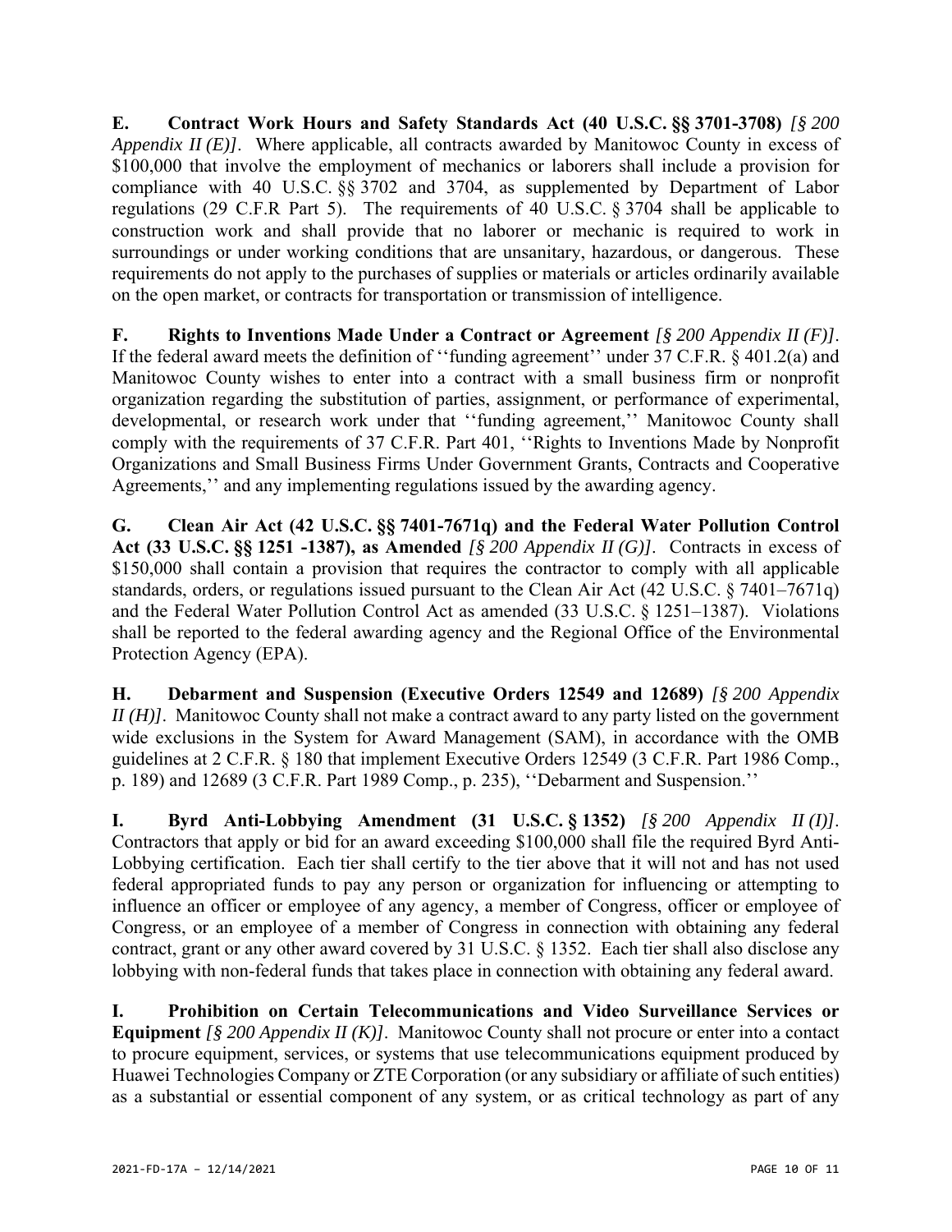**E. Contract Work Hours and Safety Standards Act (40 U.S.C. §§ 3701-3708)** *[§ 200 Appendix II (E)]*. Where applicable, all contracts awarded by Manitowoc County in excess of $100,000 that involve the employment of mechanics or laborers shall include a provision for compliance with 40 U.S.C. §§ 3702 and 3704, as supplemented by Department of Labor regulations (29 C.F.R Part 5). The requirements of 40 U.S.C. § 3704 shall be applicable to construction work and shall provide that no laborer or mechanic is required to work in surroundings or under working conditions that are unsanitary, hazardous, or dangerous. These requirements do not apply to the purchases of supplies or materials or articles ordinarily available on the open market, or contracts for transportation or transmission of intelligence.

**F. Rights to Inventions Made Under a Contract or Agreement** *[§ 200 Appendix II (F)]*. If the federal award meets the definition of ''funding agreement'' under 37 C.F.R. § 401.2(a) and Manitowoc County wishes to enter into a contract with a small business firm or nonprofit organization regarding the substitution of parties, assignment, or performance of experimental, developmental, or research work under that ''funding agreement,'' Manitowoc County shall comply with the requirements of 37 C.F.R. Part 401, ''Rights to Inventions Made by Nonprofit Organizations and Small Business Firms Under Government Grants, Contracts and Cooperative Agreements,'' and any implementing regulations issued by the awarding agency.

**G. Clean Air Act (42 U.S.C. §§ 7401-7671q) and the Federal Water Pollution Control Act (33 U.S.C. §§ 1251 -1387), as Amended** *[§ 200 Appendix II (G)]*. Contracts in excess of $150,000 shall contain a provision that requires the contractor to comply with all applicable standards, orders, or regulations issued pursuant to the Clean Air Act (42 U.S.C. § 7401–7671q) and the Federal Water Pollution Control Act as amended (33 U.S.C. § 1251–1387). Violations shall be reported to the federal awarding agency and the Regional Office of the Environmental Protection Agency (EPA).

**H. Debarment and Suspension (Executive Orders 12549 and 12689)** *[§ 200 Appendix II (H)]*. Manitowoc County shall not make a contract award to any party listed on the government wide exclusions in the System for Award Management (SAM), in accordance with the OMB guidelines at 2 C.F.R. § 180 that implement Executive Orders 12549 (3 C.F.R. Part 1986 Comp., p. 189) and 12689 (3 C.F.R. Part 1989 Comp., p. 235), ''Debarment and Suspension.''

**I. Byrd Anti-Lobbying Amendment (31 U.S.C. § 1352)** *[§ 200 Appendix II (I)]*. Contractors that apply or bid for an award exceeding $100,000 shall file the required Byrd Anti-Lobbying certification. Each tier shall certify to the tier above that it will not and has not used federal appropriated funds to pay any person or organization for influencing or attempting to influence an officer or employee of any agency, a member of Congress, officer or employee of Congress, or an employee of a member of Congress in connection with obtaining any federal contract, grant or any other award covered by 31 U.S.C. § 1352. Each tier shall also disclose any lobbying with non-federal funds that takes place in connection with obtaining any federal award.

**I. Prohibition on Certain Telecommunications and Video Surveillance Services or Equipment** *[§ 200 Appendix II (K)]*. Manitowoc County shall not procure or enter into a contact to procure equipment, services, or systems that use telecommunications equipment produced by Huawei Technologies Company or ZTE Corporation (or any subsidiary or affiliate of such entities) as a substantial or essential component of any system, or as critical technology as part of any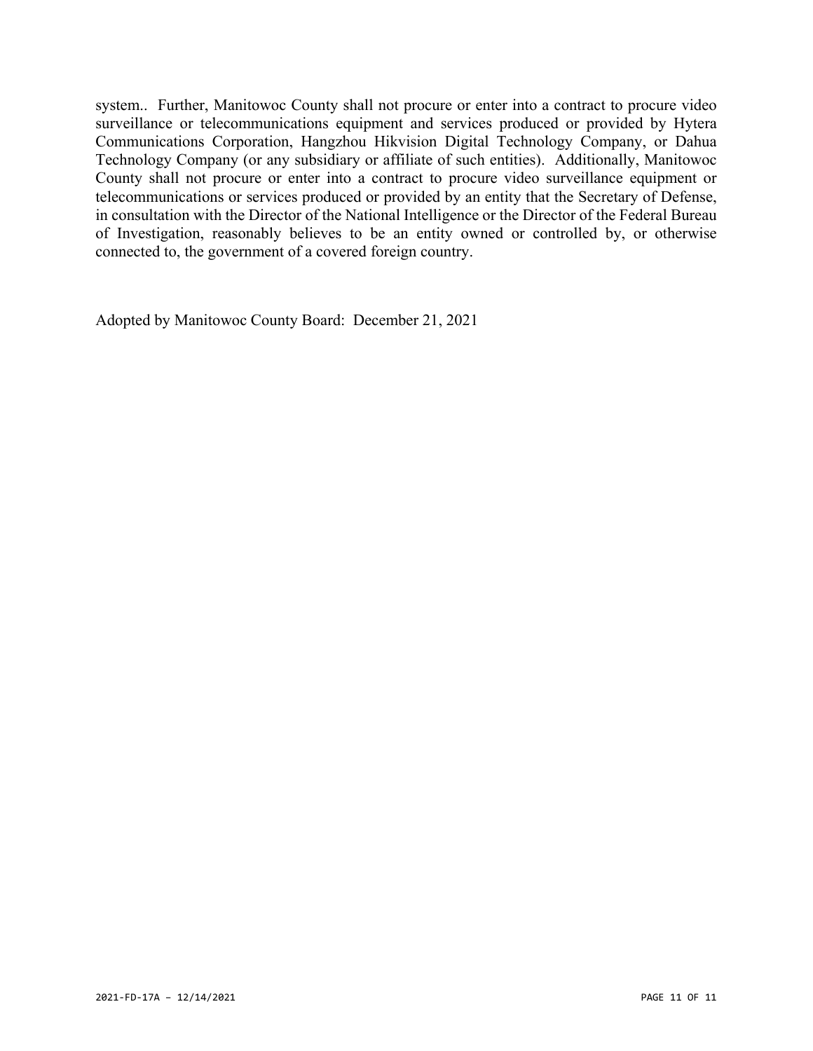system.. Further, Manitowoc County shall not procure or enter into a contract to procure video surveillance or telecommunications equipment and services produced or provided by Hytera Communications Corporation, Hangzhou Hikvision Digital Technology Company, or Dahua Technology Company (or any subsidiary or affiliate of such entities). Additionally, Manitowoc County shall not procure or enter into a contract to procure video surveillance equipment or telecommunications or services produced or provided by an entity that the Secretary of Defense, in consultation with the Director of the National Intelligence or the Director of the Federal Bureau of Investigation, reasonably believes to be an entity owned or controlled by, or otherwise connected to, the government of a covered foreign country.

Adopted by Manitowoc County Board: December 21, 2021